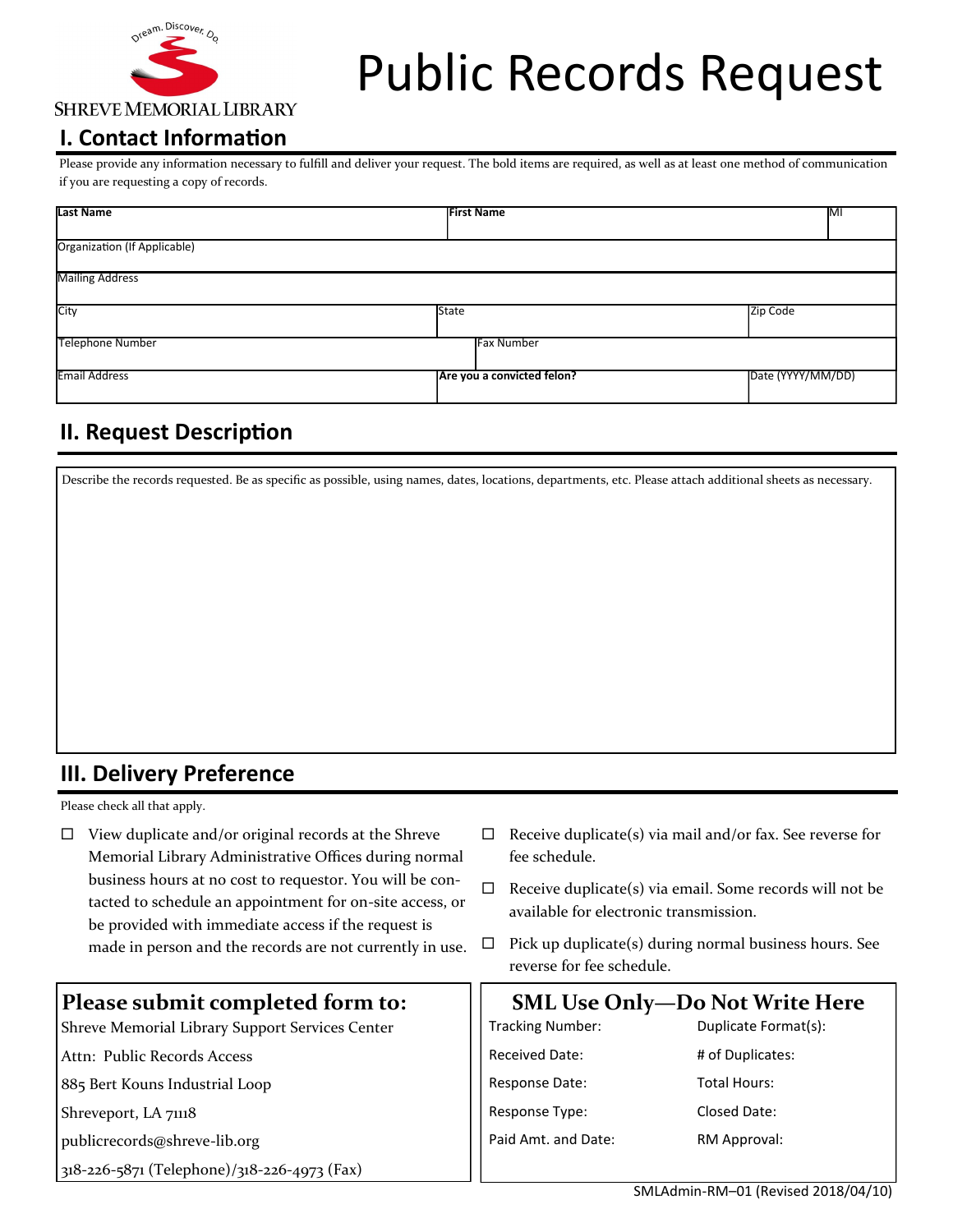Dream. Discover. Do.

SHREVE MEMORIAL LIBRARY

# Public Records Request

## I. Contact Information

Please provide any information necessary to fulfill and deliver your request. The bold items are required, as well as at least one method of communication if you are requesting a copy of records.

| **Last Name** | **First Name** | MI |
|---|---|---|
| Organization (If Applicable) | | |
| Mailing Address | | |
| City | State | Zip Code |
| Telephone Number | Fax Number | |
| Email Address | **Are you a convicted felon?** | Date (YYYY/MM/DD) |

## II. Request Description

Describe the records requested. Be as specific as possible, using names, dates, locations, departments, etc. Please attach additional sheets as necessary.

## III. Delivery Preference

Please check all that apply.

- ☐ View duplicate and/or original records at the Shreve Memorial Library Administrative Offices during normal business hours at no cost to requestor. You will be contacted to schedule an appointment for on-site access, or be provided with immediate access if the request is made in person and the records are not currently in use.
- ☐ Receive duplicate(s) via mail and/or fax. See reverse for fee schedule.
- ☐ Receive duplicate(s) via email. Some records will not be available for electronic transmission.
- ☐ Pick up duplicate(s) during normal business hours. See reverse for fee schedule.

### Please submit completed form to:

Shreve Memorial Library Support Services Center

Attn: Public Records Access

885 Bert Kouns Industrial Loop

Shreveport, LA 71118

publicrecords@shreve-lib.org

318-226-5871 (Telephone)/318-226-4973 (Fax)

### SML Use Only—Do Not Write Here

| | |
|---|---|
| Tracking Number: | Duplicate Format(s): |
| Received Date: | # of Duplicates: |
| Response Date: | Total Hours: |
| Response Type: | Closed Date: |
| Paid Amt. and Date: | RM Approval: |

SMLAdmin-RM–01 (Revised 2018/04/10)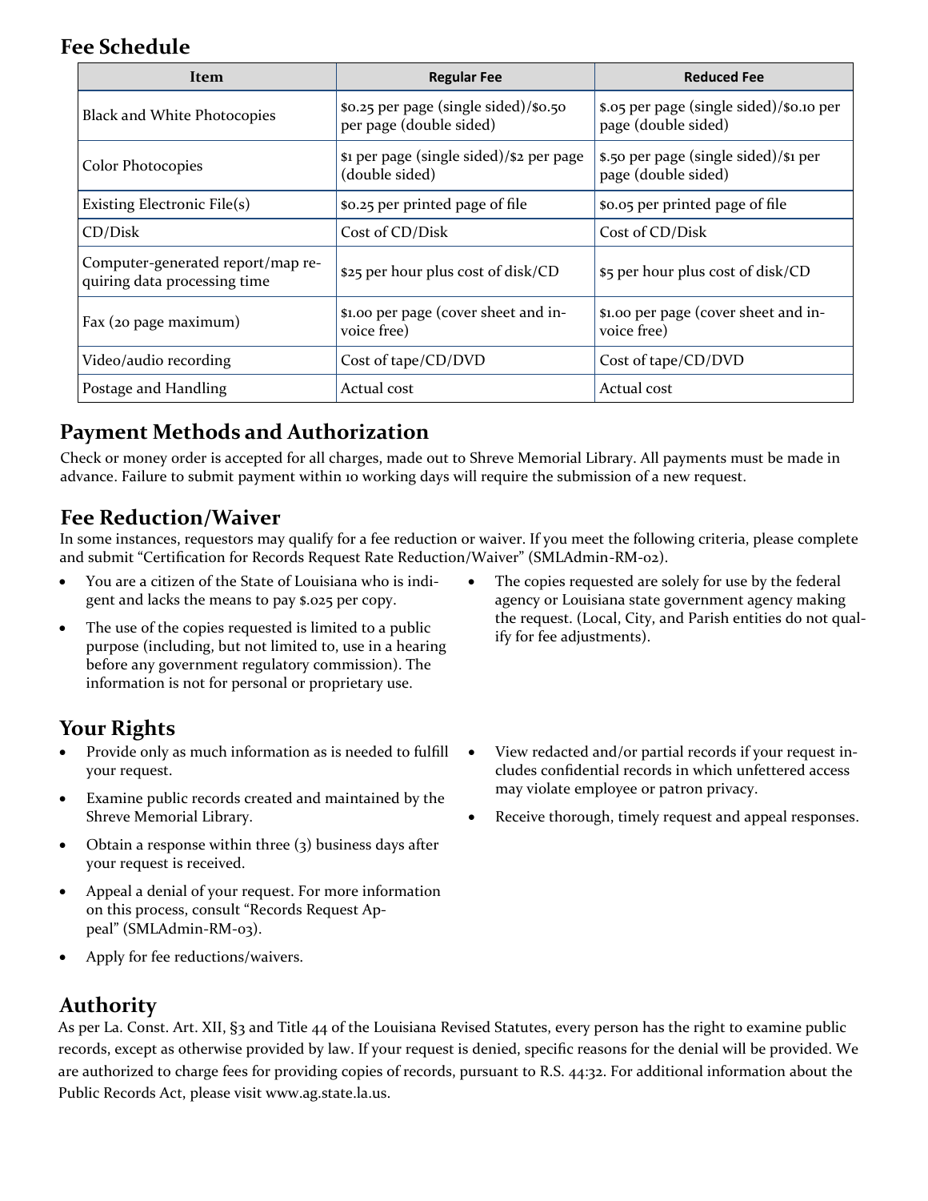## Fee Schedule

| Item | Regular Fee | Reduced Fee |
|---|---|---|
| Black and White Photocopies | $0.25 per page (single sided)/$0.50 per page (double sided) | $.05 per page (single sided)/$0.10 per page (double sided) |
| Color Photocopies | $1 per page (single sided)/$2 per page (double sided) | $.50 per page (single sided)/$1 per page (double sided) |
| Existing Electronic File(s) | $0.25 per printed page of file | $0.05 per printed page of file |
| CD/Disk | Cost of CD/Disk | Cost of CD/Disk |
| Computer-generated report/map requiring data processing time | $25 per hour plus cost of disk/CD | $5 per hour plus cost of disk/CD |
| Fax (20 page maximum) | $1.00 per page (cover sheet and invoice free) | $1.00 per page (cover sheet and invoice free) |
| Video/audio recording | Cost of tape/CD/DVD | Cost of tape/CD/DVD |
| Postage and Handling | Actual cost | Actual cost |

## Payment Methods and Authorization

Check or money order is accepted for all charges, made out to Shreve Memorial Library. All payments must be made in advance. Failure to submit payment within 10 working days will require the submission of a new request.

## Fee Reduction/Waiver

In some instances, requestors may qualify for a fee reduction or waiver. If you meet the following criteria, please complete and submit "Certification for Records Request Rate Reduction/Waiver" (SMLAdmin-RM-02).

- You are a citizen of the State of Louisiana who is indigent and lacks the means to pay $.025 per copy.
- The use of the copies requested is limited to a public purpose (including, but not limited to, use in a hearing before any government regulatory commission). The information is not for personal or proprietary use.
- The copies requested are solely for use by the federal agency or Louisiana state government agency making the request. (Local, City, and Parish entities do not qualify for fee adjustments).

## Your Rights

- Provide only as much information as is needed to fulfill your request.
- Examine public records created and maintained by the Shreve Memorial Library.
- Obtain a response within three (3) business days after your request is received.
- Appeal a denial of your request. For more information on this process, consult "Records Request Appeal" (SMLAdmin-RM-03).
- Apply for fee reductions/waivers.
- View redacted and/or partial records if your request includes confidential records in which unfettered access may violate employee or patron privacy.
- Receive thorough, timely request and appeal responses.

## Authority

As per La. Const. Art. XII, §3 and Title 44 of the Louisiana Revised Statutes, every person has the right to examine public records, except as otherwise provided by law. If your request is denied, specific reasons for the denial will be provided. We are authorized to charge fees for providing copies of records, pursuant to R.S. 44:32. For additional information about the Public Records Act, please visit www.ag.state.la.us.